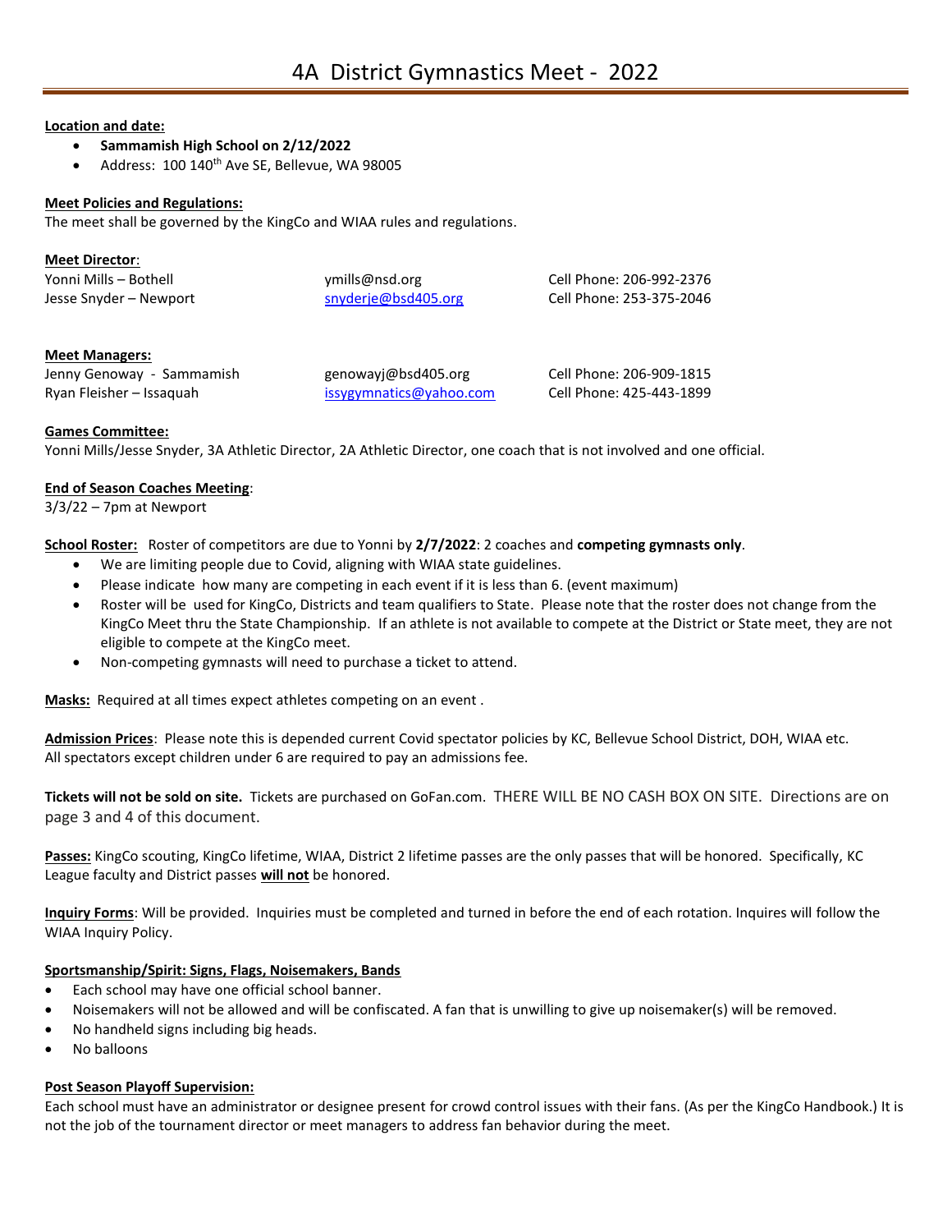# 4A District Gymnastics Meet - 2022

**Location and date:**

- **Sammamish High School on 2/12/2022**
- Address: 100 140th Ave SE, Bellevue, WA 98005

**Meet Policies and Regulations:**

The meet shall be governed by the KingCo and WIAA rules and regulations.

**Meet Director:**

| | | |
|---|---|---|
| Yonni Mills – Bothell | ymills@nsd.org | Cell Phone: 206-992-2376 |
| Jesse Snyder – Newport | snyderje@bsd405.org | Cell Phone: 253-375-2046 |

**Meet Managers:**

| | | |
|---|---|---|
| Jenny Genoway - Sammamish | genowayj@bsd405.org | Cell Phone: 206-909-1815 |
| Ryan Fleisher – Issaquah | issygymnatics@yahoo.com | Cell Phone: 425-443-1899 |

**Games Committee:**

Yonni Mills/Jesse Snyder, 3A Athletic Director, 2A Athletic Director, one coach that is not involved and one official.

**End of Season Coaches Meeting:**

3/3/22 – 7pm at Newport

**School Roster:** Roster of competitors are due to Yonni by **2/7/2022**: 2 coaches and **competing gymnasts only**.

- We are limiting people due to Covid, aligning with WIAA state guidelines.
- Please indicate how many are competing in each event if it is less than 6. (event maximum)
- Roster will be used for KingCo, Districts and team qualifiers to State. Please note that the roster does not change from the KingCo Meet thru the State Championship. If an athlete is not available to compete at the District or State meet, they are not eligible to compete at the KingCo meet.
- Non-competing gymnasts will need to purchase a ticket to attend.

**Masks:** Required at all times expect athletes competing on an event .

**Admission Prices**: Please note this is depended current Covid spectator policies by KC, Bellevue School District, DOH, WIAA etc. All spectators except children under 6 are required to pay an admissions fee.

**Tickets will not be sold on site.** Tickets are purchased on GoFan.com. THERE WILL BE NO CASH BOX ON SITE. Directions are on page 3 and 4 of this document.

**Passes:** KingCo scouting, KingCo lifetime, WIAA, District 2 lifetime passes are the only passes that will be honored. Specifically, KC League faculty and District passes **will not** be honored.

**Inquiry Forms**: Will be provided. Inquiries must be completed and turned in before the end of each rotation. Inquires will follow the WIAA Inquiry Policy.

**Sportsmanship/Spirit: Signs, Flags, Noisemakers, Bands**

- Each school may have one official school banner.
- Noisemakers will not be allowed and will be confiscated. A fan that is unwilling to give up noisemaker(s) will be removed.
- No handheld signs including big heads.
- No balloons

**Post Season Playoff Supervision:**

Each school must have an administrator or designee present for crowd control issues with their fans. (As per the KingCo Handbook.) It is not the job of the tournament director or meet managers to address fan behavior during the meet.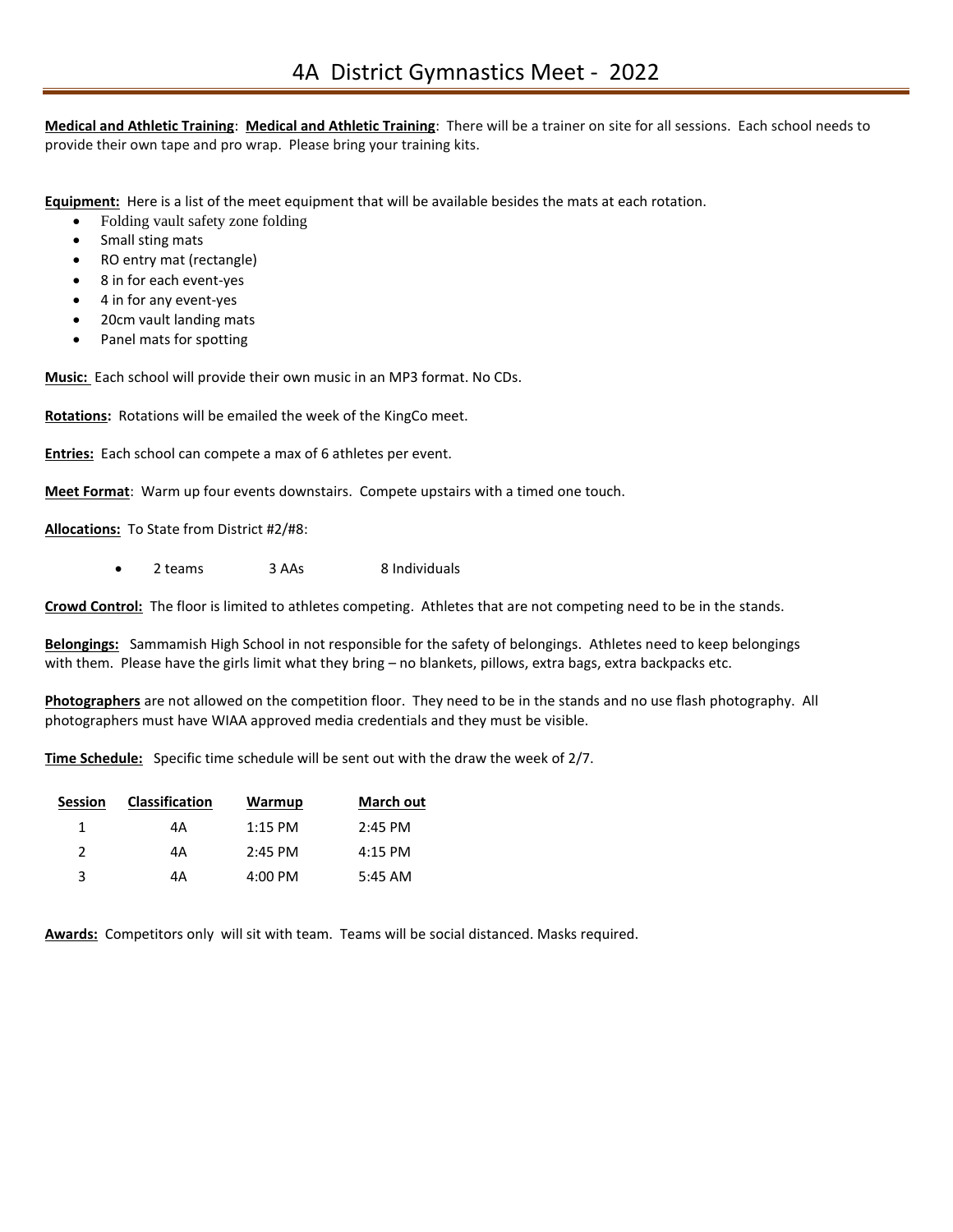# 4A District Gymnastics Meet - 2022

**Medical and Athletic Training**: **Medical and Athletic Training**: There will be a trainer on site for all sessions. Each school needs to provide their own tape and pro wrap. Please bring your training kits.

**Equipment:** Here is a list of the meet equipment that will be available besides the mats at each rotation.

- Folding vault safety zone folding
- Small sting mats
- RO entry mat (rectangle)
- 8 in for each event-yes
- 4 in for any event-yes
- 20cm vault landing mats
- Panel mats for spotting

**Music:** Each school will provide their own music in an MP3 format. No CDs.

**Rotations:** Rotations will be emailed the week of the KingCo meet.

**Entries:** Each school can compete a max of 6 athletes per event.

**Meet Format**: Warm up four events downstairs. Compete upstairs with a timed one touch.

**Allocations:** To State from District #2/#8:

- 2 teams 3 AAs 8 Individuals

**Crowd Control:** The floor is limited to athletes competing. Athletes that are not competing need to be in the stands.

**Belongings:** Sammamish High School in not responsible for the safety of belongings. Athletes need to keep belongings with them. Please have the girls limit what they bring – no blankets, pillows, extra bags, extra backpacks etc.

**Photographers** are not allowed on the competition floor. They need to be in the stands and no use flash photography. All photographers must have WIAA approved media credentials and they must be visible.

**Time Schedule:** Specific time schedule will be sent out with the draw the week of 2/7.

| Session | Classification | Warmup | March out |
|---|---|---|---|
| 1 | 4A | 1:15 PM | 2:45 PM |
| 2 | 4A | 2:45 PM | 4:15 PM |
| 3 | 4A | 4:00 PM | 5:45 AM |

**Awards:** Competitors only will sit with team. Teams will be social distanced. Masks required.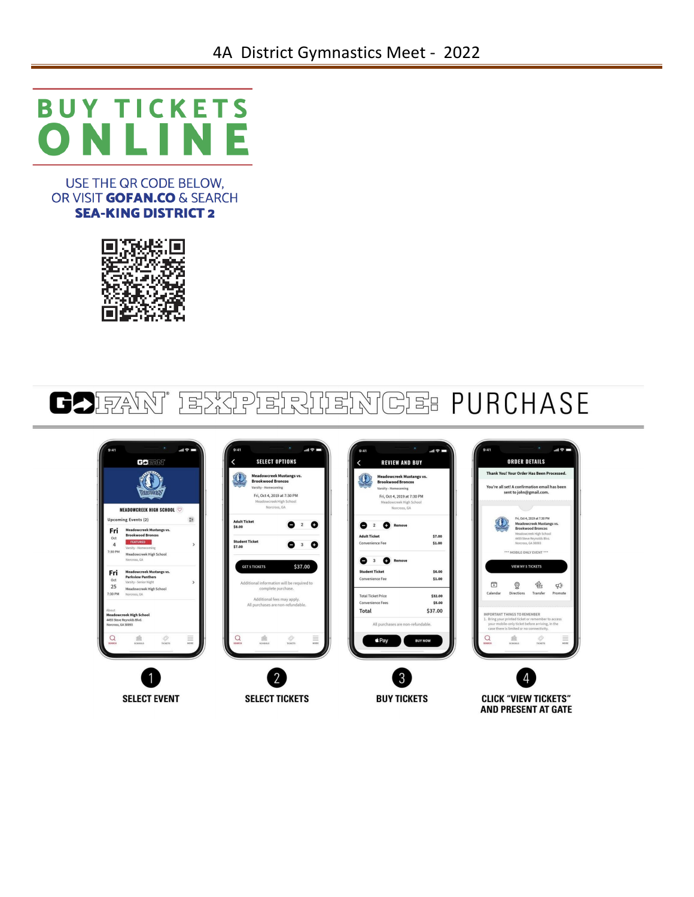# 4A District Gymnastics Meet - 2022

## BUY TICKETS ONLINE

USE THE QR CODE BELOW,
OR VISIT **GOFAN.CO** & SEARCH
**SEA-KING DISTRICT 2**

## GOFAN® EXPERIENCE: PURCHASE

1. SELECT EVENT
2. SELECT TICKETS
3. BUY TICKETS
4. CLICK "VIEW TICKETS" AND PRESENT AT GATE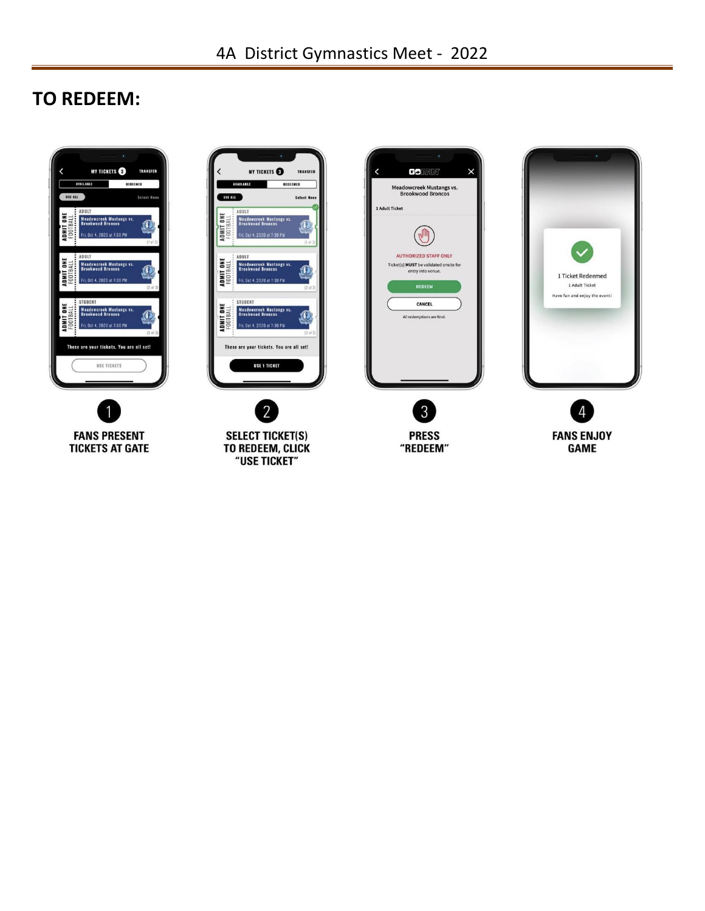## TO REDEEM:

1 FANS PRESENT TICKETS AT GATE

2 SELECT TICKET(S) TO REDEEM, CLICK "USE TICKET"

3 PRESS "REDEEM"

4 FANS ENJOY GAME